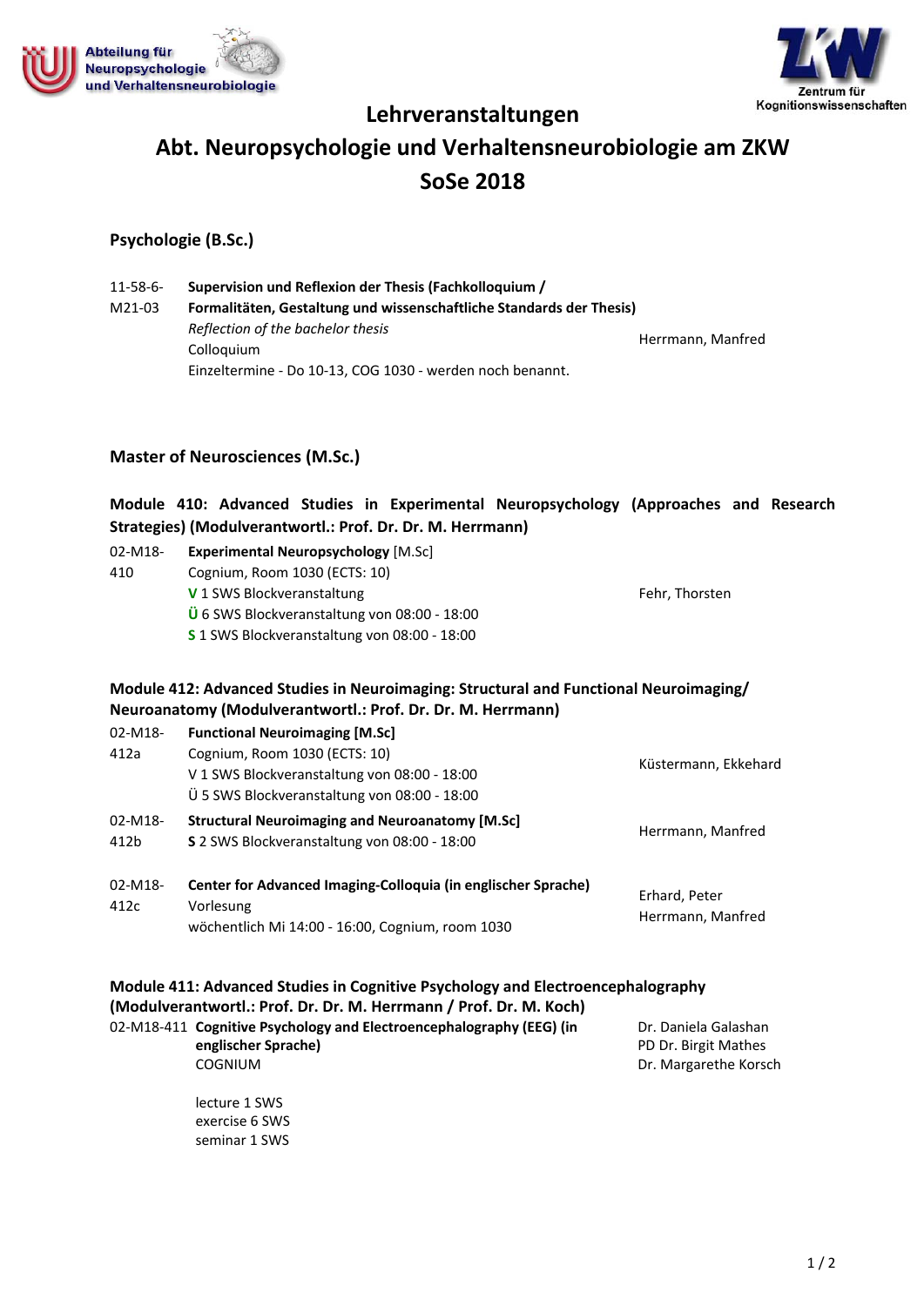Abteilung für Neuropsychologie und Verhaltensneurobiologie

Zentrum für Kognitionswissenschaften

# Lehrveranstaltungen

# Abt. Neuropsychologie und Verhaltensneurobiologie am ZKW

# SoSe 2018

## Psychologie (B.Sc.)

| | | |
|---|---|---|
| 11-58-6-M21-03 | **Supervision und Reflexion der Thesis (Fachkolloquium / Formalitäten, Gestaltung und wissenschaftliche Standards der Thesis)**<br>*Reflection of the bachelor thesis*<br>Colloquium<br>Einzeltermine - Do 10-13, COG 1030 - werden noch benannt. | Herrmann, Manfred |

## Master of Neurosciences (M.Sc.)

### Module 410: Advanced Studies in Experimental Neuropsychology (Approaches and Research Strategies) (Modulverantwortl.: Prof. Dr. Dr. M. Herrmann)

| | | |
|---|---|---|
| 02-M18-410 | **Experimental Neuropsychology** [M.Sc]<br>Cognium, Room 1030 (ECTS: 10)<br>**V** 1 SWS Blockveranstaltung<br>**Ü** 6 SWS Blockveranstaltung von 08:00 - 18:00<br>**S** 1 SWS Blockveranstaltung von 08:00 - 18:00 | Fehr, Thorsten |

### Module 412: Advanced Studies in Neuroimaging: Structural and Functional Neuroimaging/ Neuroanatomy (Modulverantwortl.: Prof. Dr. Dr. M. Herrmann)

| | | |
|---|---|---|
| 02-M18-412a | **Functional Neuroimaging [M.Sc]**<br>Cognium, Room 1030 (ECTS: 10)<br>V 1 SWS Blockveranstaltung von 08:00 - 18:00<br>Ü 5 SWS Blockveranstaltung von 08:00 - 18:00 | Küstermann, Ekkehard |
| 02-M18-412b | **Structural Neuroimaging and Neuroanatomy [M.Sc]**<br>**S** 2 SWS Blockveranstaltung von 08:00 - 18:00 | Herrmann, Manfred |
| 02-M18-412c | **Center for Advanced Imaging-Colloquia (in englischer Sprache)**<br>Vorlesung<br>wöchentlich Mi 14:00 - 16:00, Cognium, room 1030 | Erhard, Peter<br>Herrmann, Manfred |

### Module 411: Advanced Studies in Cognitive Psychology and Electroencephalography (Modulverantwortl.: Prof. Dr. Dr. M. Herrmann / Prof. Dr. M. Koch)

| | | |
|---|---|---|
| 02-M18-411 | **Cognitive Psychology and Electroencephalography (EEG) (in englischer Sprache)**<br>COGNIUM<br><br>lecture 1 SWS<br>exercise 6 SWS<br>seminar 1 SWS | Dr. Daniela Galashan<br>PD Dr. Birgit Mathes<br>Dr. Margarethe Korsch |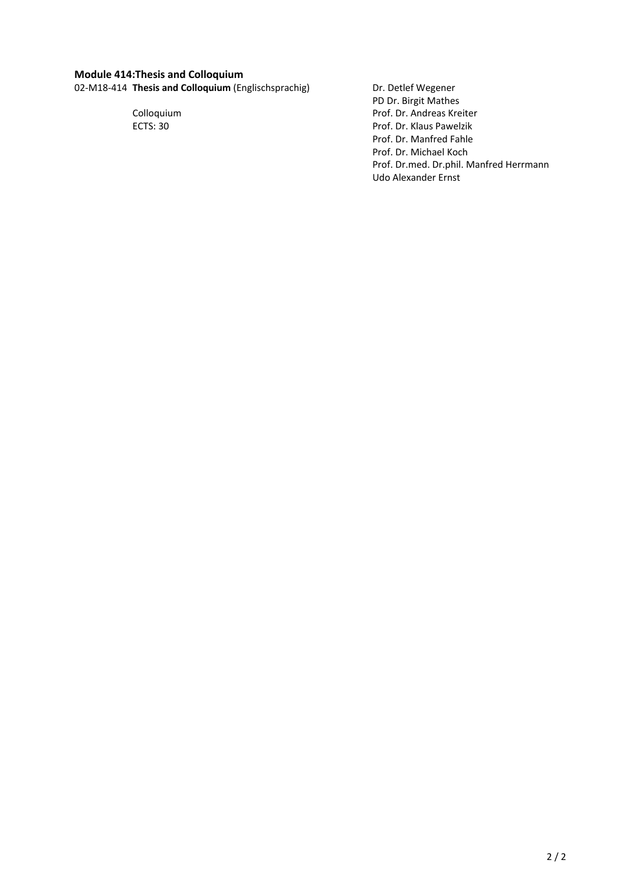**Module 414:Thesis and Colloquium**

| | | |
|---|---|---|
| 02-M18-414 | **Thesis and Colloquium** (Englischsprachig) | Dr. Detlef Wegener |
| | | PD Dr. Birgit Mathes |
| | Colloquium | Prof. Dr. Andreas Kreiter |
| | ECTS: 30 | Prof. Dr. Klaus Pawelzik |
| | | Prof. Dr. Manfred Fahle |
| | | Prof. Dr. Michael Koch |
| | | Prof. Dr.med. Dr.phil. Manfred Herrmann |
| | | Udo Alexander Ernst |